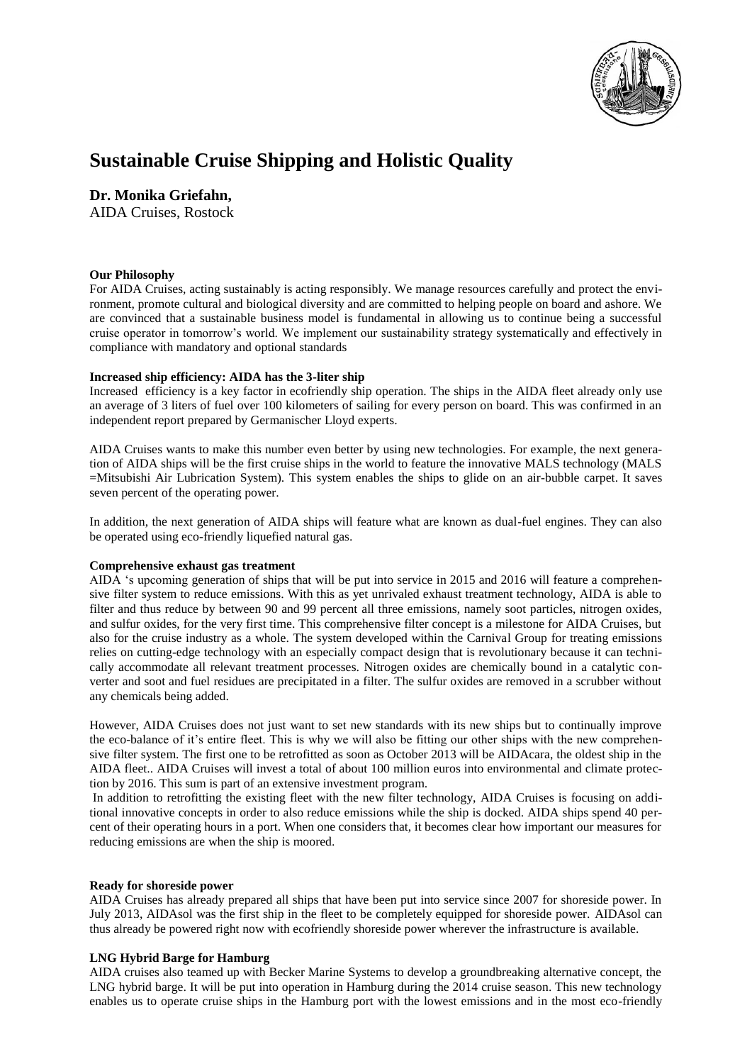# Sustainable Cruise Shipping and Holistic Quality

**Dr. Monika Griefahn,**
AIDA Cruises, Rostock

**Our Philosophy**

For AIDA Cruises, acting sustainably is acting responsibly. We manage resources carefully and protect the environment, promote cultural and biological diversity and are committed to helping people on board and ashore. We are convinced that a sustainable business model is fundamental in allowing us to continue being a successful cruise operator in tomorrow's world. We implement our sustainability strategy systematically and effectively in compliance with mandatory and optional standards

**Increased ship efficiency: AIDA has the 3-liter ship**

Increased efficiency is a key factor in ecofriendly ship operation. The ships in the AIDA fleet already only use an average of 3 liters of fuel over 100 kilometers of sailing for every person on board. This was confirmed in an independent report prepared by Germanischer Lloyd experts.

AIDA Cruises wants to make this number even better by using new technologies. For example, the next generation of AIDA ships will be the first cruise ships in the world to feature the innovative MALS technology (MALS =Mitsubishi Air Lubrication System). This system enables the ships to glide on an air-bubble carpet. It saves seven percent of the operating power.

In addition, the next generation of AIDA ships will feature what are known as dual-fuel engines. They can also be operated using eco-friendly liquefied natural gas.

**Comprehensive exhaust gas treatment**

AIDA 's upcoming generation of ships that will be put into service in 2015 and 2016 will feature a comprehensive filter system to reduce emissions. With this as yet unrivaled exhaust treatment technology, AIDA is able to filter and thus reduce by between 90 and 99 percent all three emissions, namely soot particles, nitrogen oxides, and sulfur oxides, for the very first time. This comprehensive filter concept is a milestone for AIDA Cruises, but also for the cruise industry as a whole. The system developed within the Carnival Group for treating emissions relies on cutting-edge technology with an especially compact design that is revolutionary because it can technically accommodate all relevant treatment processes. Nitrogen oxides are chemically bound in a catalytic converter and soot and fuel residues are precipitated in a filter. The sulfur oxides are removed in a scrubber without any chemicals being added.

However, AIDA Cruises does not just want to set new standards with its new ships but to continually improve the eco-balance of it's entire fleet. This is why we will also be fitting our other ships with the new comprehensive filter system. The first one to be retrofitted as soon as October 2013 will be AIDAcara, the oldest ship in the AIDA fleet.. AIDA Cruises will invest a total of about 100 million euros into environmental and climate protection by 2016. This sum is part of an extensive investment program.

In addition to retrofitting the existing fleet with the new filter technology, AIDA Cruises is focusing on additional innovative concepts in order to also reduce emissions while the ship is docked. AIDA ships spend 40 percent of their operating hours in a port. When one considers that, it becomes clear how important our measures for reducing emissions are when the ship is moored.

**Ready for shoreside power**

AIDA Cruises has already prepared all ships that have been put into service since 2007 for shoreside power. In July 2013, AIDAsol was the first ship in the fleet to be completely equipped for shoreside power. AIDAsol can thus already be powered right now with ecofriendly shoreside power wherever the infrastructure is available.

**LNG Hybrid Barge for Hamburg**

AIDA cruises also teamed up with Becker Marine Systems to develop a groundbreaking alternative concept, the LNG hybrid barge. It will be put into operation in Hamburg during the 2014 cruise season. This new technology enables us to operate cruise ships in the Hamburg port with the lowest emissions and in the most eco-friendly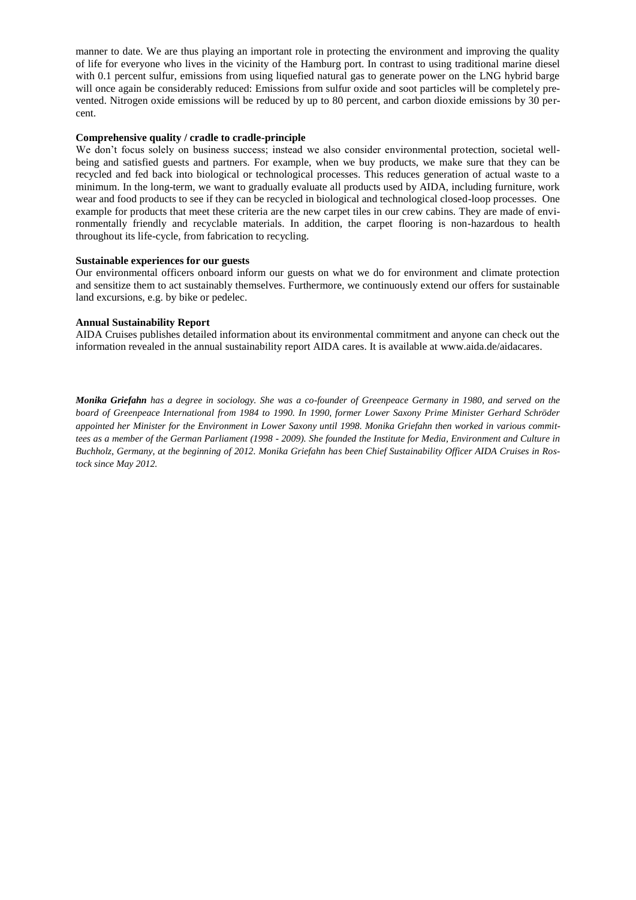manner to date. We are thus playing an important role in protecting the environment and improving the quality of life for everyone who lives in the vicinity of the Hamburg port. In contrast to using traditional marine diesel with 0.1 percent sulfur, emissions from using liquefied natural gas to generate power on the LNG hybrid barge will once again be considerably reduced: Emissions from sulfur oxide and soot particles will be completely prevented. Nitrogen oxide emissions will be reduced by up to 80 percent, and carbon dioxide emissions by 30 percent.

**Comprehensive quality / cradle to cradle-principle**

We don't focus solely on business success; instead we also consider environmental protection, societal well-being and satisfied guests and partners. For example, when we buy products, we make sure that they can be recycled and fed back into biological or technological processes. This reduces generation of actual waste to a minimum. In the long-term, we want to gradually evaluate all products used by AIDA, including furniture, work wear and food products to see if they can be recycled in biological and technological closed-loop processes. One example for products that meet these criteria are the new carpet tiles in our crew cabins. They are made of environmentally friendly and recyclable materials. In addition, the carpet flooring is non-hazardous to health throughout its life-cycle, from fabrication to recycling.

**Sustainable experiences for our guests**

Our environmental officers onboard inform our guests on what we do for environment and climate protection and sensitize them to act sustainably themselves. Furthermore, we continuously extend our offers for sustainable land excursions, e.g. by bike or pedelec.

**Annual Sustainability Report**

AIDA Cruises publishes detailed information about its environmental commitment and anyone can check out the information revealed in the annual sustainability report AIDA cares. It is available at www.aida.de/aidacares.

***Monika Griefahn** has a degree in sociology. She was a co-founder of Greenpeace Germany in 1980, and served on the board of Greenpeace International from 1984 to 1990. In 1990, former Lower Saxony Prime Minister Gerhard Schröder appointed her Minister for the Environment in Lower Saxony until 1998. Monika Griefahn then worked in various committees as a member of the German Parliament (1998 - 2009). She founded the Institute for Media, Environment and Culture in Buchholz, Germany, at the beginning of 2012. Monika Griefahn has been Chief Sustainability Officer AIDA Cruises in Rostock since May 2012.*